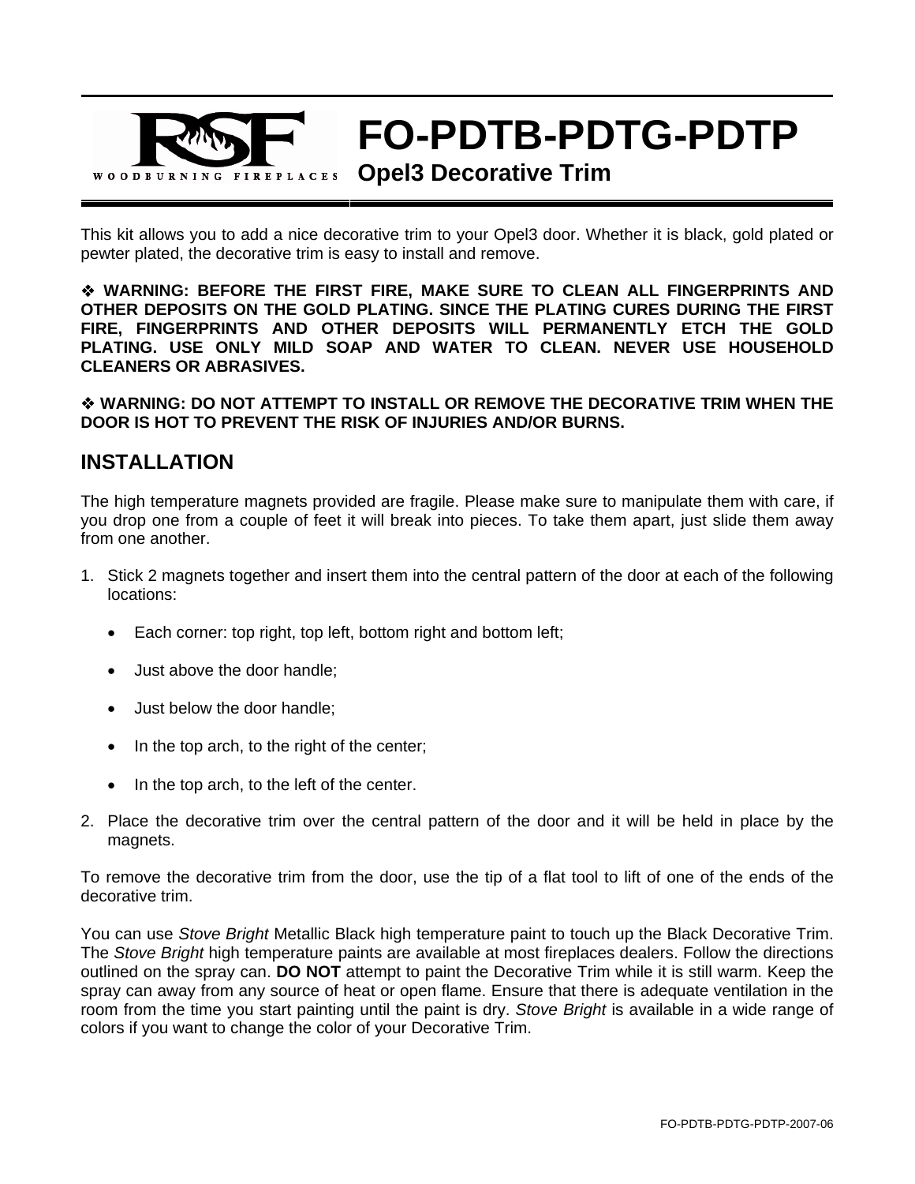RSF WOODBURNING FIREPLACES

# FO-PDTB-PDTG-PDTP

## Opel3 Decorative Trim

This kit allows you to add a nice decorative trim to your Opel3 door. Whether it is black, gold plated or pewter plated, the decorative trim is easy to install and remove.

❖ **WARNING: BEFORE THE FIRST FIRE, MAKE SURE TO CLEAN ALL FINGERPRINTS AND OTHER DEPOSITS ON THE GOLD PLATING. SINCE THE PLATING CURES DURING THE FIRST FIRE, FINGERPRINTS AND OTHER DEPOSITS WILL PERMANENTLY ETCH THE GOLD PLATING. USE ONLY MILD SOAP AND WATER TO CLEAN. NEVER USE HOUSEHOLD CLEANERS OR ABRASIVES.**

❖ **WARNING: DO NOT ATTEMPT TO INSTALL OR REMOVE THE DECORATIVE TRIM WHEN THE DOOR IS HOT TO PREVENT THE RISK OF INJURIES AND/OR BURNS.**

## INSTALLATION

The high temperature magnets provided are fragile. Please make sure to manipulate them with care, if you drop one from a couple of feet it will break into pieces. To take them apart, just slide them away from one another.

1. Stick 2 magnets together and insert them into the central pattern of the door at each of the following locations:
   - Each corner: top right, top left, bottom right and bottom left;
   - Just above the door handle;
   - Just below the door handle;
   - In the top arch, to the right of the center;
   - In the top arch, to the left of the center.
2. Place the decorative trim over the central pattern of the door and it will be held in place by the magnets.

To remove the decorative trim from the door, use the tip of a flat tool to lift of one of the ends of the decorative trim.

You can use *Stove Bright* Metallic Black high temperature paint to touch up the Black Decorative Trim. The *Stove Bright* high temperature paints are available at most fireplaces dealers. Follow the directions outlined on the spray can. **DO NOT** attempt to paint the Decorative Trim while it is still warm. Keep the spray can away from any source of heat or open flame. Ensure that there is adequate ventilation in the room from the time you start painting until the paint is dry. *Stove Bright* is available in a wide range of colors if you want to change the color of your Decorative Trim.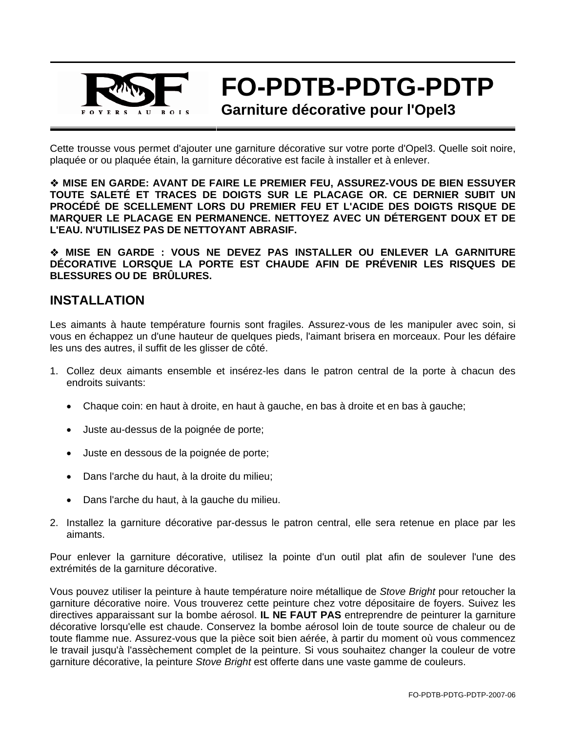# FO-PDTB-PDTG-PDTP

## Garniture décorative pour l'Opel3

Cette trousse vous permet d'ajouter une garniture décorative sur votre porte d'Opel3. Quelle soit noire, plaquée or ou plaquée étain, la garniture décorative est facile à installer et à enlever.

❖ **MISE EN GARDE: AVANT DE FAIRE LE PREMIER FEU, ASSUREZ-VOUS DE BIEN ESSUYER TOUTE SALETÉ ET TRACES DE DOIGTS SUR LE PLACAGE OR. CE DERNIER SUBIT UN PROCÉDÉ DE SCELLEMENT LORS DU PREMIER FEU ET L'ACIDE DES DOIGTS RISQUE DE MARQUER LE PLACAGE EN PERMANENCE. NETTOYEZ AVEC UN DÉTERGENT DOUX ET DE L'EAU. N'UTILISEZ PAS DE NETTOYANT ABRASIF.**

❖ **MISE EN GARDE : VOUS NE DEVEZ PAS INSTALLER OU ENLEVER LA GARNITURE DÉCORATIVE LORSQUE LA PORTE EST CHAUDE AFIN DE PRÉVENIR LES RISQUES DE BLESSURES OU DE BRÛLURES.**

## INSTALLATION

Les aimants à haute température fournis sont fragiles. Assurez-vous de les manipuler avec soin, si vous en échappez un d'une hauteur de quelques pieds, l'aimant brisera en morceaux. Pour les défaire les uns des autres, il suffit de les glisser de côté.

1. Collez deux aimants ensemble et insérez-les dans le patron central de la porte à chacun des endroits suivants:
   - Chaque coin: en haut à droite, en haut à gauche, en bas à droite et en bas à gauche;
   - Juste au-dessus de la poignée de porte;
   - Juste en dessous de la poignée de porte;
   - Dans l'arche du haut, à la droite du milieu;
   - Dans l'arche du haut, à la gauche du milieu.
2. Installez la garniture décorative par-dessus le patron central, elle sera retenue en place par les aimants.

Pour enlever la garniture décorative, utilisez la pointe d'un outil plat afin de soulever l'une des extrémités de la garniture décorative.

Vous pouvez utiliser la peinture à haute température noire métallique de *Stove Bright* pour retoucher la garniture décorative noire. Vous trouverez cette peinture chez votre dépositaire de foyers. Suivez les directives apparaissant sur la bombe aérosol. **IL NE FAUT PAS** entreprendre de peinturer la garniture décorative lorsqu'elle est chaude. Conservez la bombe aérosol loin de toute source de chaleur ou de toute flamme nue. Assurez-vous que la pièce soit bien aérée, à partir du moment où vous commencez le travail jusqu'à l'assèchement complet de la peinture. Si vous souhaitez changer la couleur de votre garniture décorative, la peinture *Stove Bright* est offerte dans une vaste gamme de couleurs.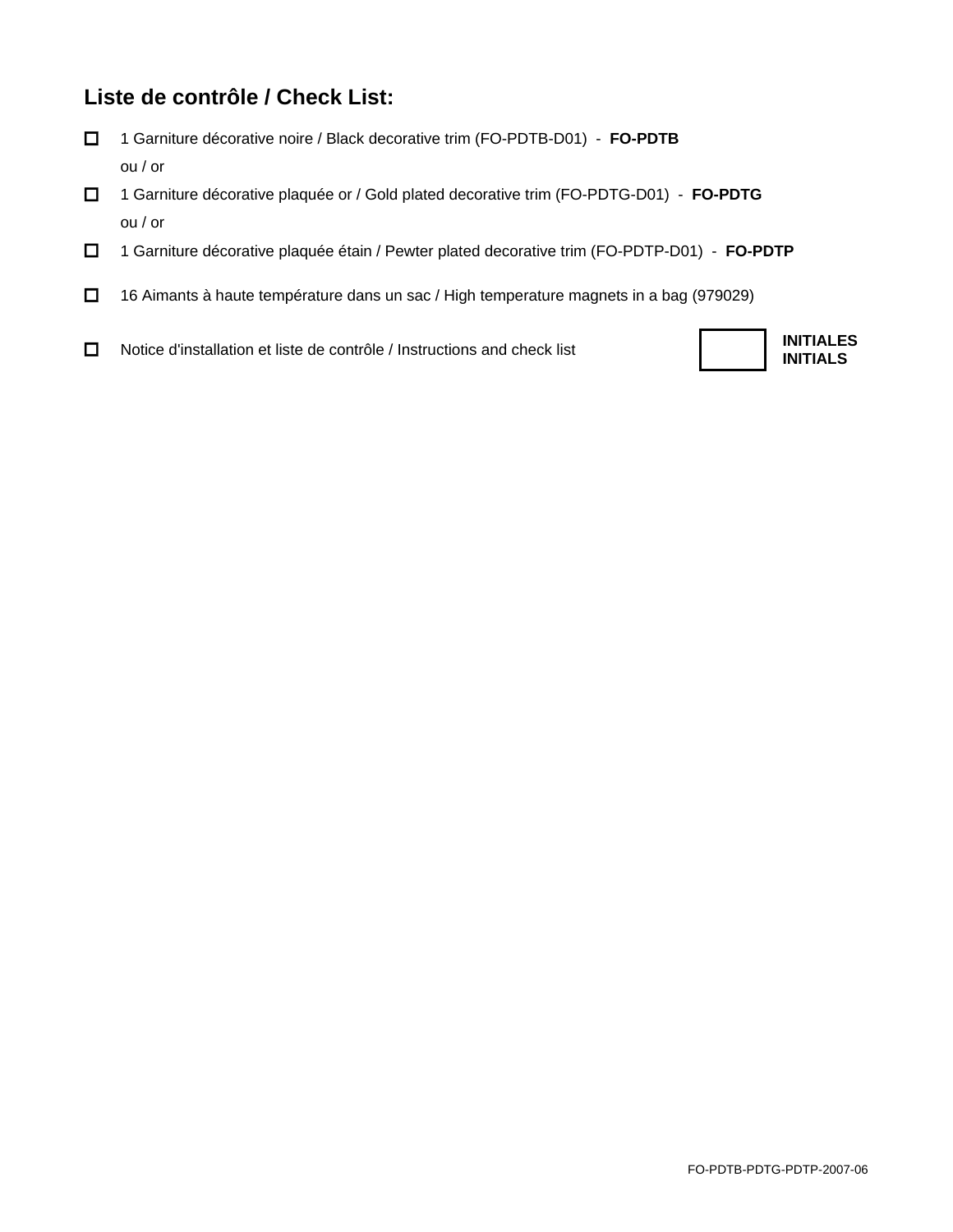## Liste de contrôle / Check List:

- ☐ 1 Garniture décorative noire / Black decorative trim (FO-PDTB-D01) - **FO-PDTB**

  ou / or
- ☐ 1 Garniture décorative plaquée or / Gold plated decorative trim (FO-PDTG-D01) - **FO-PDTG**

  ou / or
- ☐ 1 Garniture décorative plaquée étain / Pewter plated decorative trim (FO-PDTP-D01) - **FO-PDTP**
- ☐ 16 Aimants à haute température dans un sac / High temperature magnets in a bag (979029)
- ☐ Notice d'installation et liste de contrôle / Instructions and check list

☐ **INITIALES**
**INITIALS**

FO-PDTB-PDTG-PDTP-2007-06